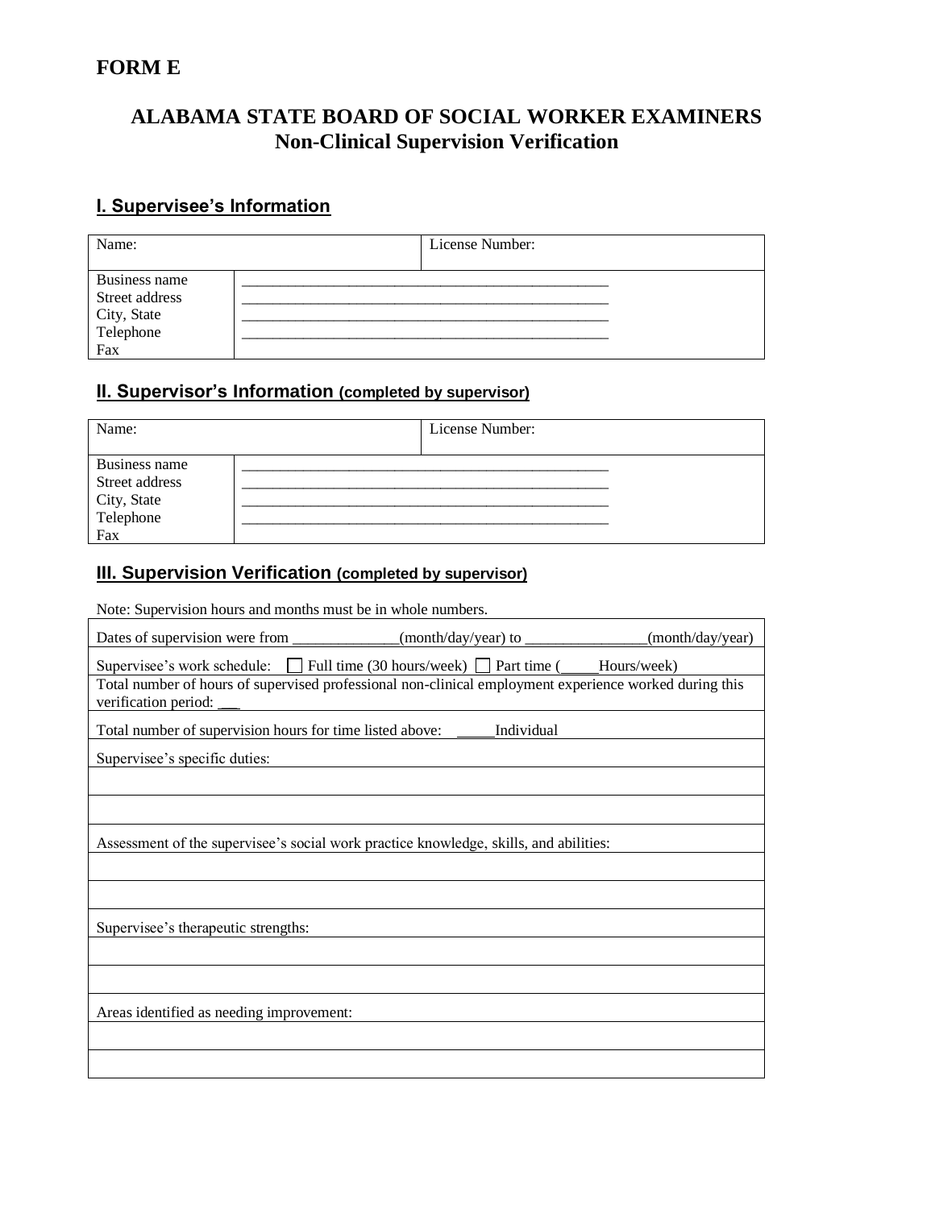# FORM E

## ALABAMA STATE BOARD OF SOCIAL WORKER EXAMINERS
## Non-Clinical Supervision Verification

### I. Supervisee's Information

| Name: | | License Number: |
|---|---|---|
| Business name<br>Street address<br>City, State<br>Telephone<br>Fax | \_\_\_\_\_\_\_\_\_\_\_\_\_\_\_\_\_\_\_\_\_\_\_\_\_\_\_\_\_\_\_\_\_\_\_\_\_\_\_\_\_\_\_\_\_\_\_\_<br>\_\_\_\_\_\_\_\_\_\_\_\_\_\_\_\_\_\_\_\_\_\_\_\_\_\_\_\_\_\_\_\_\_\_\_\_\_\_\_\_\_\_\_\_\_\_\_\_<br>\_\_\_\_\_\_\_\_\_\_\_\_\_\_\_\_\_\_\_\_\_\_\_\_\_\_\_\_\_\_\_\_\_\_\_\_\_\_\_\_\_\_\_\_\_\_\_\_<br>\_\_\_\_\_\_\_\_\_\_\_\_\_\_\_\_\_\_\_\_\_\_\_\_\_\_\_\_\_\_\_\_\_\_\_\_\_\_\_\_\_\_\_\_\_\_\_\_ | |

### II. Supervisor's Information (completed by supervisor)

| Name: | | License Number: |
|---|---|---|
| Business name<br>Street address<br>City, State<br>Telephone<br>Fax | \_\_\_\_\_\_\_\_\_\_\_\_\_\_\_\_\_\_\_\_\_\_\_\_\_\_\_\_\_\_\_\_\_\_\_\_\_\_\_\_\_\_\_\_\_\_\_\_<br>\_\_\_\_\_\_\_\_\_\_\_\_\_\_\_\_\_\_\_\_\_\_\_\_\_\_\_\_\_\_\_\_\_\_\_\_\_\_\_\_\_\_\_\_\_\_\_\_<br>\_\_\_\_\_\_\_\_\_\_\_\_\_\_\_\_\_\_\_\_\_\_\_\_\_\_\_\_\_\_\_\_\_\_\_\_\_\_\_\_\_\_\_\_\_\_\_\_<br>\_\_\_\_\_\_\_\_\_\_\_\_\_\_\_\_\_\_\_\_\_\_\_\_\_\_\_\_\_\_\_\_\_\_\_\_\_\_\_\_\_\_\_\_\_\_\_\_ | |

### III. Supervision Verification (completed by supervisor)

Note: Supervision hours and months must be in whole numbers.

| |
|---|
| Dates of supervision were from \_\_\_\_\_\_\_\_\_\_\_\_\_\_(month/day/year) to \_\_\_\_\_\_\_\_\_\_\_\_\_\_\_\_(month/day/year) |
| Supervisee's work schedule: ☐ Full time (30 hours/week) ☐ Part time (\_\_\_\_\_Hours/week) |
| Total number of hours of supervised professional non-clinical employment experience worked during this verification period: \_\_\_ |
| Total number of supervision hours for time listed above: \_\_\_\_\_Individual |
| Supervisee's specific duties: |
| |
| |
| Assessment of the supervisee's social work practice knowledge, skills, and abilities: |
| |
| |
| Supervisee's therapeutic strengths: |
| |
| |
| Areas identified as needing improvement: |
| |
| |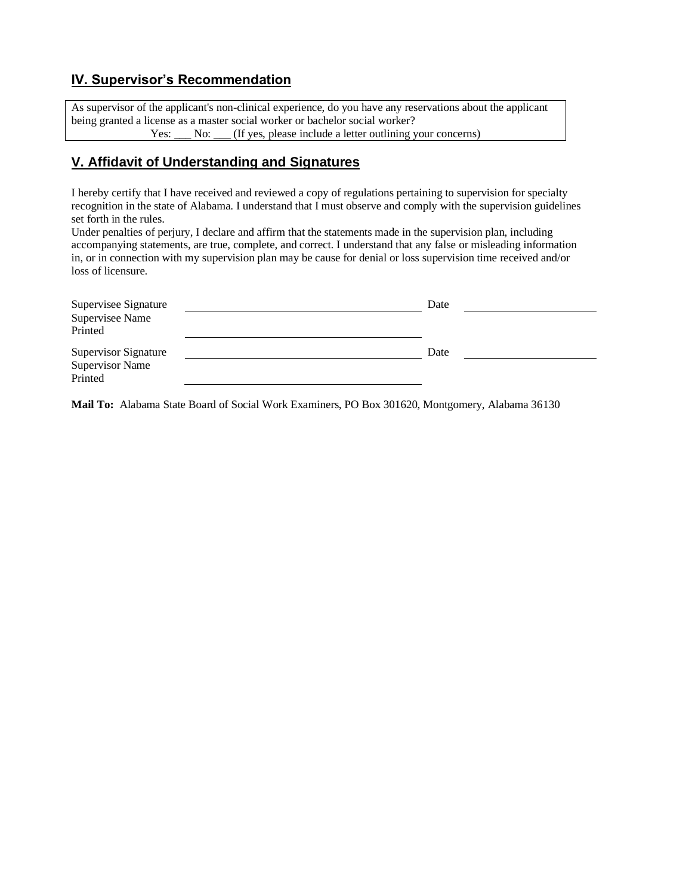## IV. Supervisor's Recommendation

As supervisor of the applicant's non-clinical experience, do you have any reservations about the applicant being granted a license as a master social worker or bachelor social worker?

Yes: ___ No: ___ (If yes, please include a letter outlining your concerns)

## V. Affidavit of Understanding and Signatures

I hereby certify that I have received and reviewed a copy of regulations pertaining to supervision for specialty recognition in the state of Alabama. I understand that I must observe and comply with the supervision guidelines set forth in the rules.

Under penalties of perjury, I declare and affirm that the statements made in the supervision plan, including accompanying statements, are true, complete, and correct. I understand that any false or misleading information in, or in connection with my supervision plan may be cause for denial or loss supervision time received and/or loss of licensure.

Supervisee Signature ______________________________ Date ________________

Supervisee Name Printed ______________________________

Supervisor Signature ______________________________ Date ________________

Supervisor Name Printed ______________________________

**Mail To:** Alabama State Board of Social Work Examiners, PO Box 301620, Montgomery, Alabama 36130